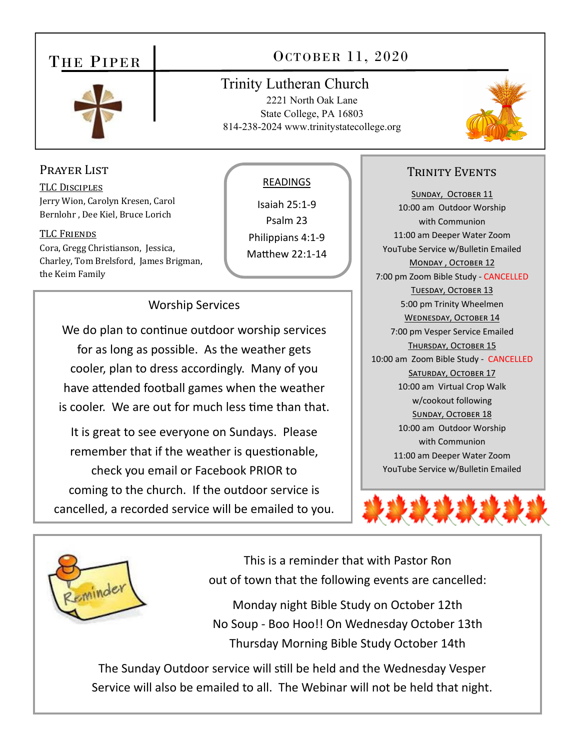# The Piper

## October 11, 2020

Trinity Lutheran Church
2221 North Oak Lane
State College, PA 16803
814-238-2024 www.trinitystatecollege.org

## Prayer List

**TLC Disciples**

Jerry Wion, Carolyn Kresen, Carol Bernlohr , Dee Kiel, Bruce Lorich

**TLC Friends**

Cora, Gregg Christianson, Jessica, Charley, Tom Brelsford, James Brigman, the Keim Family

## Readings

Isaiah 25:1-9
Psalm 23
Philippians 4:1-9
Matthew 22:1-14

## Worship Services

We do plan to continue outdoor worship services for as long as possible. As the weather gets cooler, plan to dress accordingly. Many of you have attended football games when the weather is cooler. We are out for much less time than that.

It is great to see everyone on Sundays. Please remember that if the weather is questionable, check you email or Facebook PRIOR to coming to the church. If the outdoor service is cancelled, a recorded service will be emailed to you.

## Trinity Events

**Sunday, October 11**
10:00 am Outdoor Worship with Communion
11:00 am Deeper Water Zoom
YouTube Service w/Bulletin Emailed

**Monday , October 12**
7:00 pm Zoom Bible Study - CANCELLED

**Tuesday, October 13**
5:00 pm Trinity Wheelmen

**Wednesday, October 14**
7:00 pm Vesper Service Emailed

**Thursday, October 15**
10:00 am Zoom Bible Study - CANCELLED

**Saturday, October 17**
10:00 am Virtual Crop Walk w/cookout following

**Sunday, October 18**
10:00 am Outdoor Worship with Communion
11:00 am Deeper Water Zoom
YouTube Service w/Bulletin Emailed

## Reminder

This is a reminder that with Pastor Ron out of town that the following events are cancelled:

Monday night Bible Study on October 12th
No Soup - Boo Hoo!! On Wednesday October 13th
Thursday Morning Bible Study October 14th

The Sunday Outdoor service will still be held and the Wednesday Vesper Service will also be emailed to all. The Webinar will not be held that night.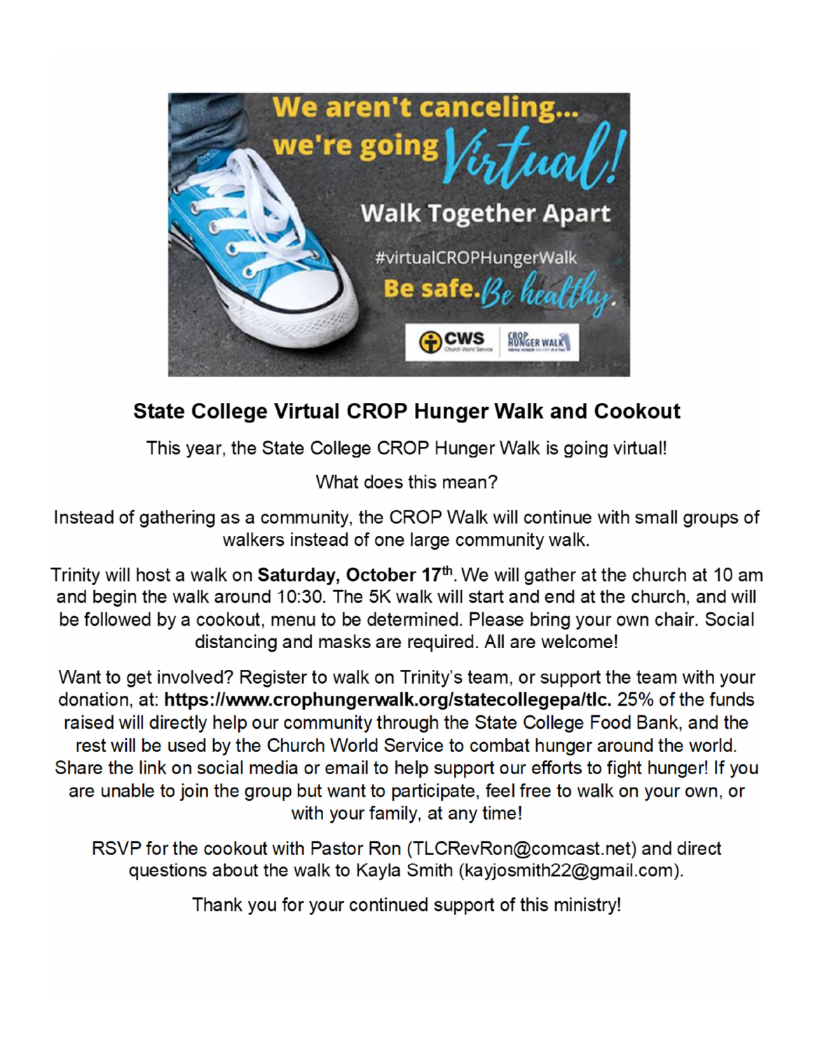# State College Virtual CROP Hunger Walk and Cookout

This year, the State College CROP Hunger Walk is going virtual!

What does this mean?

Instead of gathering as a community, the CROP Walk will continue with small groups of walkers instead of one large community walk.

Trinity will host a walk on **Saturday, October 17th**. We will gather at the church at 10 am and begin the walk around 10:30. The 5K walk will start and end at the church, and will be followed by a cookout, menu to be determined. Please bring your own chair. Social distancing and masks are required. All are welcome!

Want to get involved? Register to walk on Trinity's team, or support the team with your donation, at: **https://www.crophungerwalk.org/statecollegepa/tlc.** 25% of the funds raised will directly help our community through the State College Food Bank, and the rest will be used by the Church World Service to combat hunger around the world. Share the link on social media or email to help support our efforts to fight hunger! If you are unable to join the group but want to participate, feel free to walk on your own, or with your family, at any time!

RSVP for the cookout with Pastor Ron (TLCRevRon@comcast.net) and direct questions about the walk to Kayla Smith (kayjosmith22@gmail.com).

Thank you for your continued support of this ministry!